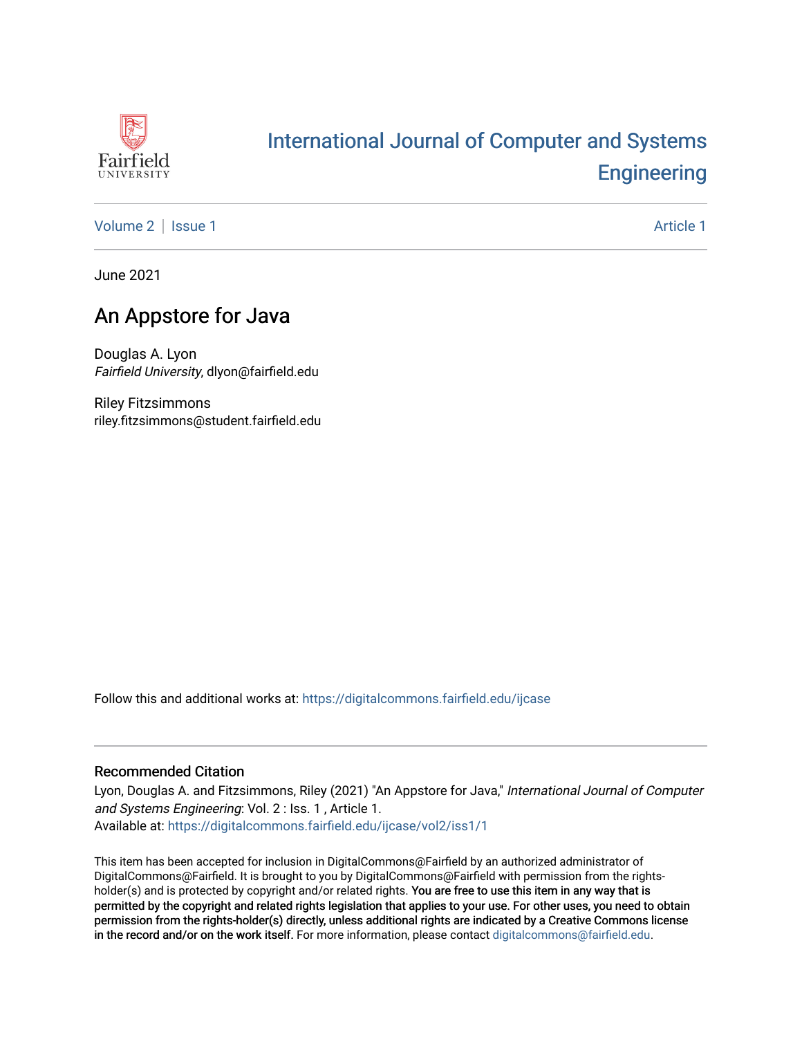# International Journal of Computer and Systems Engineering

Volume 2 | Issue 1 — Article 1

June 2021

## An Appstore for Java

Douglas A. Lyon
*Fairfield University*, dlyon@fairfield.edu

Riley Fitzsimmons
riley.fitzsimmons@student.fairfield.edu

Follow this and additional works at: https://digitalcommons.fairfield.edu/ijcase

### Recommended Citation

Lyon, Douglas A. and Fitzsimmons, Riley (2021) "An Appstore for Java," *International Journal of Computer and Systems Engineering*: Vol. 2 : Iss. 1 , Article 1.
Available at: https://digitalcommons.fairfield.edu/ijcase/vol2/iss1/1

This item has been accepted for inclusion in DigitalCommons@Fairfield by an authorized administrator of DigitalCommons@Fairfield. It is brought to you by DigitalCommons@Fairfield with permission from the rights-holder(s) and is protected by copyright and/or related rights. You are free to use this item in any way that is permitted by the copyright and related rights legislation that applies to your use. For other uses, you need to obtain permission from the rights-holder(s) directly, unless additional rights are indicated by a Creative Commons license in the record and/or on the work itself. For more information, please contact digitalcommons@fairfield.edu.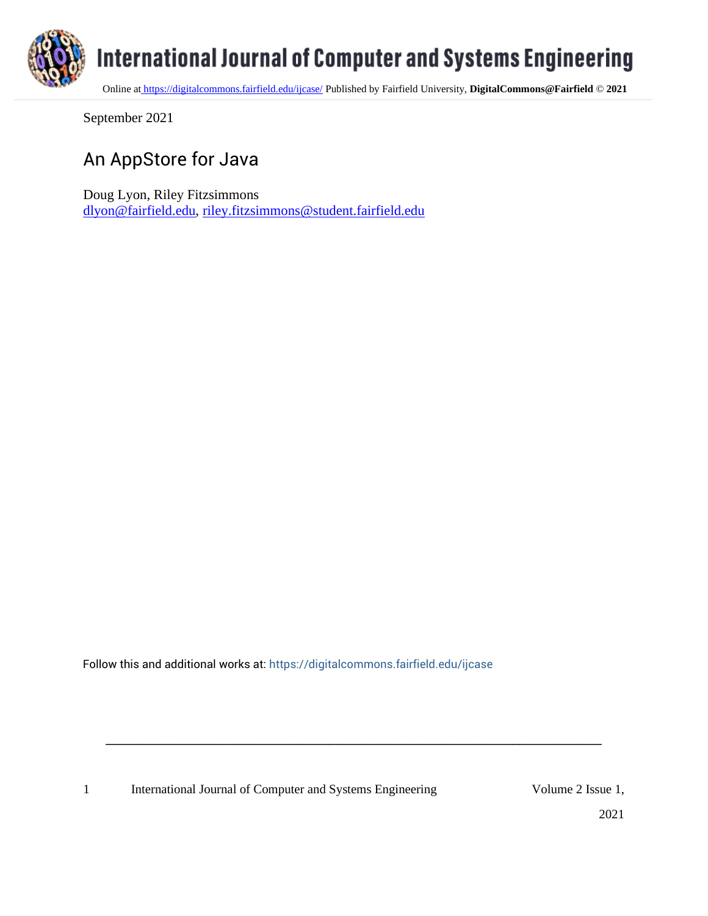International Journal of Computer and Systems Engineering

Online at https://digitalcommons.fairfield.edu/ijcase/ Published by Fairfield University, **DigitalCommons@Fairfield** © **2021**

September 2021

# An AppStore for Java

Doug Lyon, Riley Fitzsimmons
dlyon@fairfield.edu, riley.fitzsimmons@student.fairfield.edu

Follow this and additional works at: https://digitalcommons.fairfield.edu/ijcase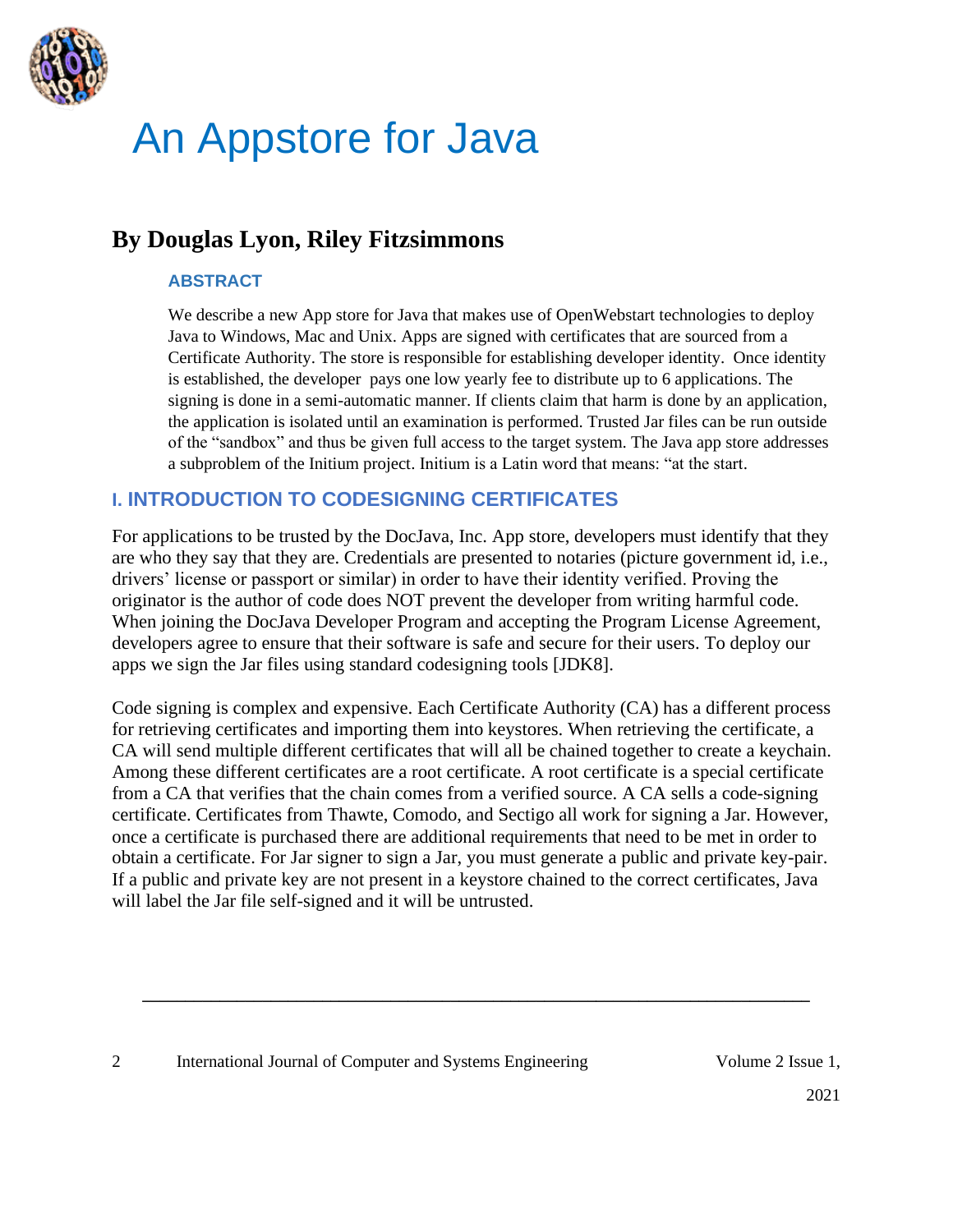# An Appstore for Java

## By Douglas Lyon, Riley Fitzsimmons

### ABSTRACT

We describe a new App store for Java that makes use of OpenWebstart technologies to deploy Java to Windows, Mac and Unix. Apps are signed with certificates that are sourced from a Certificate Authority. The store is responsible for establishing developer identity. Once identity is established, the developer pays one low yearly fee to distribute up to 6 applications. The signing is done in a semi-automatic manner. If clients claim that harm is done by an application, the application is isolated until an examination is performed. Trusted Jar files can be run outside of the "sandbox" and thus be given full access to the target system. The Java app store addresses a subproblem of the Initium project. Initium is a Latin word that means: "at the start.

## I. INTRODUCTION TO CODESIGNING CERTIFICATES

For applications to be trusted by the DocJava, Inc. App store, developers must identify that they are who they say that they are. Credentials are presented to notaries (picture government id, i.e., drivers' license or passport or similar) in order to have their identity verified. Proving the originator is the author of code does NOT prevent the developer from writing harmful code. When joining the DocJava Developer Program and accepting the Program License Agreement, developers agree to ensure that their software is safe and secure for their users. To deploy our apps we sign the Jar files using standard codesigning tools [JDK8].

Code signing is complex and expensive. Each Certificate Authority (CA) has a different process for retrieving certificates and importing them into keystores. When retrieving the certificate, a CA will send multiple different certificates that will all be chained together to create a keychain. Among these different certificates are a root certificate. A root certificate is a special certificate from a CA that verifies that the chain comes from a verified source. A CA sells a code-signing certificate. Certificates from Thawte, Comodo, and Sectigo all work for signing a Jar. However, once a certificate is purchased there are additional requirements that need to be met in order to obtain a certificate. For Jar signer to sign a Jar, you must generate a public and private key-pair. If a public and private key are not present in a keystore chained to the correct certificates, Java will label the Jar file self-signed and it will be untrusted.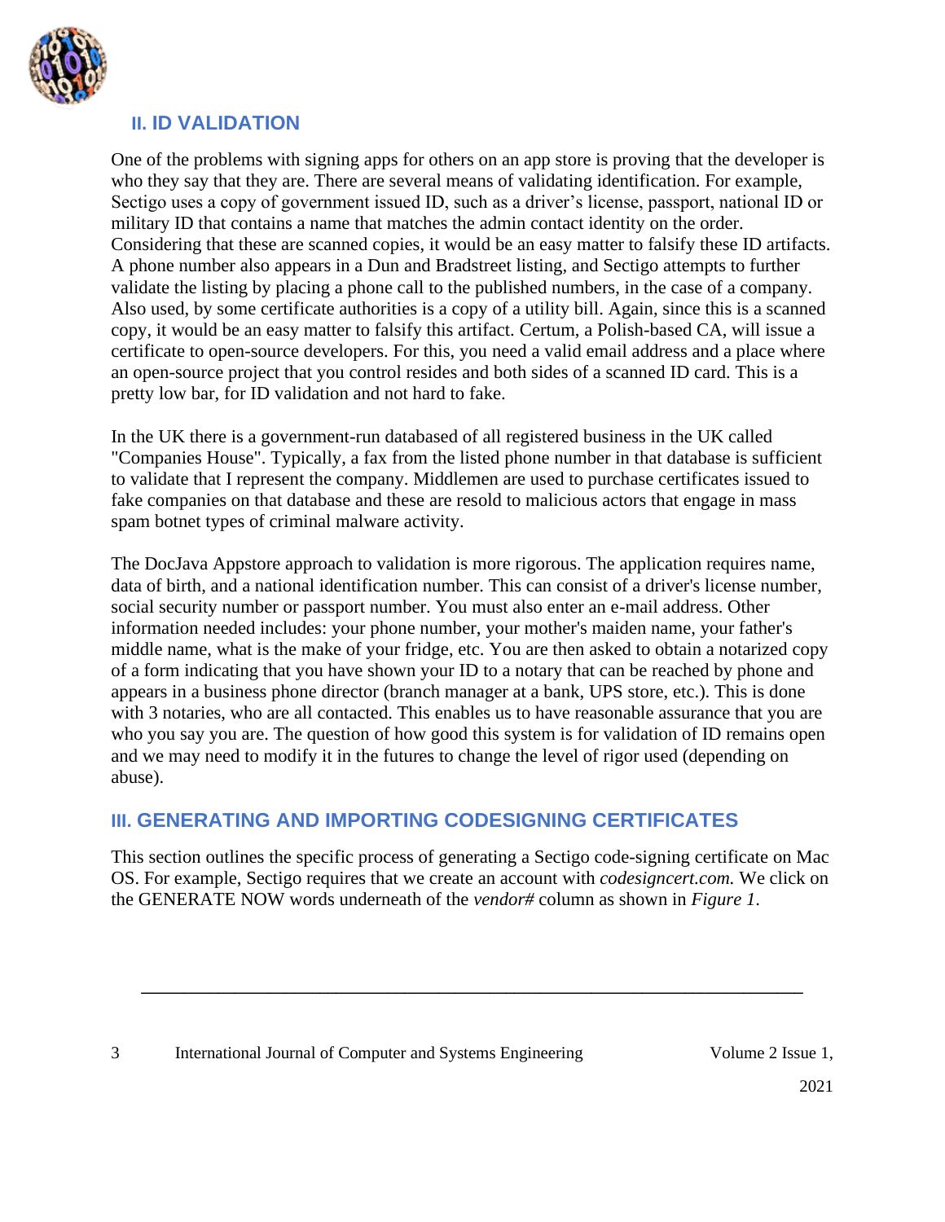## II. ID VALIDATION

One of the problems with signing apps for others on an app store is proving that the developer is who they say that they are. There are several means of validating identification. For example, Sectigo uses a copy of government issued ID, such as a driver's license, passport, national ID or military ID that contains a name that matches the admin contact identity on the order. Considering that these are scanned copies, it would be an easy matter to falsify these ID artifacts. A phone number also appears in a Dun and Bradstreet listing, and Sectigo attempts to further validate the listing by placing a phone call to the published numbers, in the case of a company. Also used, by some certificate authorities is a copy of a utility bill. Again, since this is a scanned copy, it would be an easy matter to falsify this artifact. Certum, a Polish-based CA, will issue a certificate to open-source developers. For this, you need a valid email address and a place where an open-source project that you control resides and both sides of a scanned ID card. This is a pretty low bar, for ID validation and not hard to fake.

In the UK there is a government-run databased of all registered business in the UK called "Companies House". Typically, a fax from the listed phone number in that database is sufficient to validate that I represent the company. Middlemen are used to purchase certificates issued to fake companies on that database and these are resold to malicious actors that engage in mass spam botnet types of criminal malware activity.

The DocJava Appstore approach to validation is more rigorous. The application requires name, data of birth, and a national identification number. This can consist of a driver's license number, social security number or passport number. You must also enter an e-mail address. Other information needed includes: your phone number, your mother's maiden name, your father's middle name, what is the make of your fridge, etc. You are then asked to obtain a notarized copy of a form indicating that you have shown your ID to a notary that can be reached by phone and appears in a business phone director (branch manager at a bank, UPS store, etc.). This is done with 3 notaries, who are all contacted. This enables us to have reasonable assurance that you are who you say you are. The question of how good this system is for validation of ID remains open and we may need to modify it in the futures to change the level of rigor used (depending on abuse).

## III. GENERATING AND IMPORTING CODESIGNING CERTIFICATES

This section outlines the specific process of generating a Sectigo code-signing certificate on Mac OS. For example, Sectigo requires that we create an account with *codesigncert.com.* We click on the GENERATE NOW words underneath of the *vendor#* column as shown in *Figure 1*.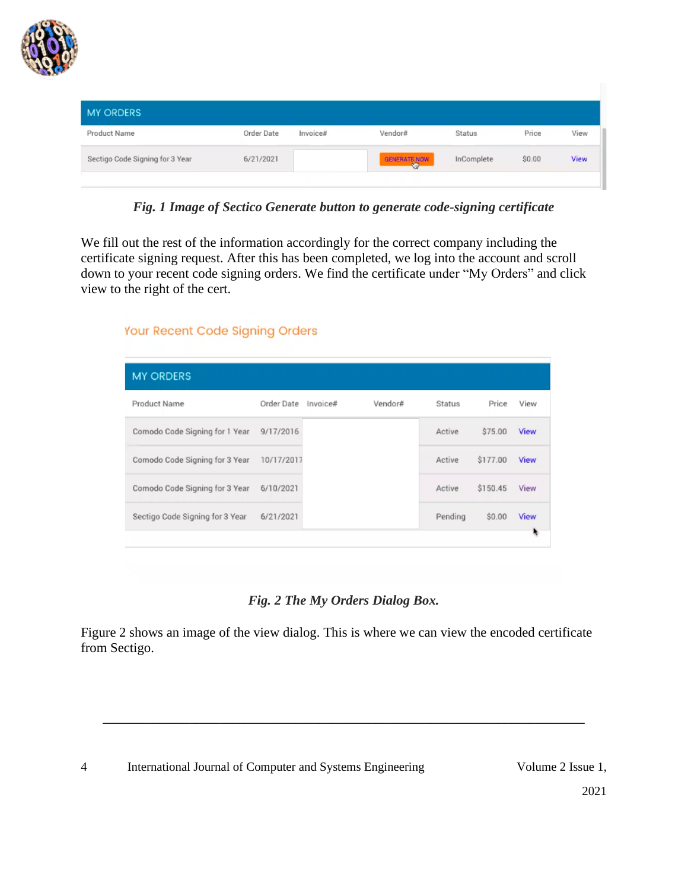*Fig. 1 Image of Sectico Generate button to generate code-signing certificate*

We fill out the rest of the information accordingly for the correct company including the certificate signing request. After this has been completed, we log into the account and scroll down to your recent code signing orders. We find the certificate under “My Orders” and click view to the right of the cert.

*Fig. 2 The My Orders Dialog Box.*

Figure 2 shows an image of the view dialog. This is where we can view the encoded certificate from Sectigo.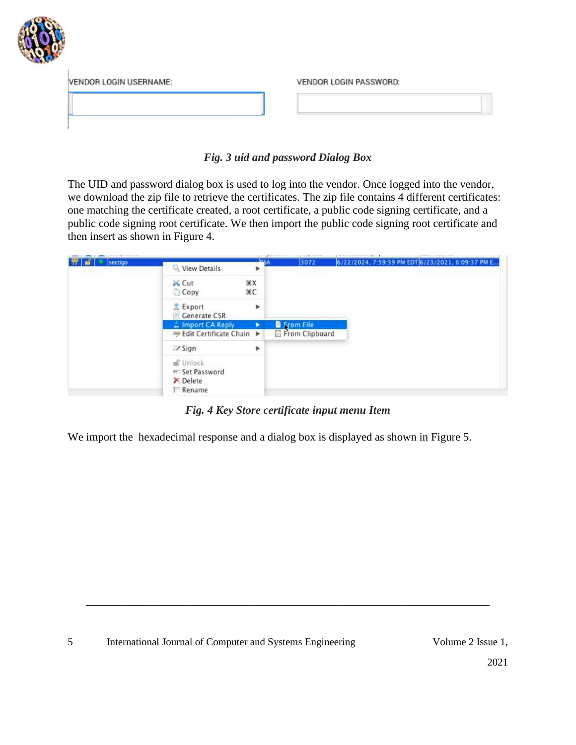*Fig. 3 uid and password Dialog Box*

The UID and password dialog box is used to log into the vendor. Once logged into the vendor, we download the zip file to retrieve the certificates. The zip file contains 4 different certificates: one matching the certificate created, a root certificate, a public code signing certificate, and a public code signing root certificate. We then import the public code signing root certificate and then insert as shown in Figure 4.

*Fig. 4 Key Store certificate input menu Item*

We import the hexadecimal response and a dialog box is displayed as shown in Figure 5.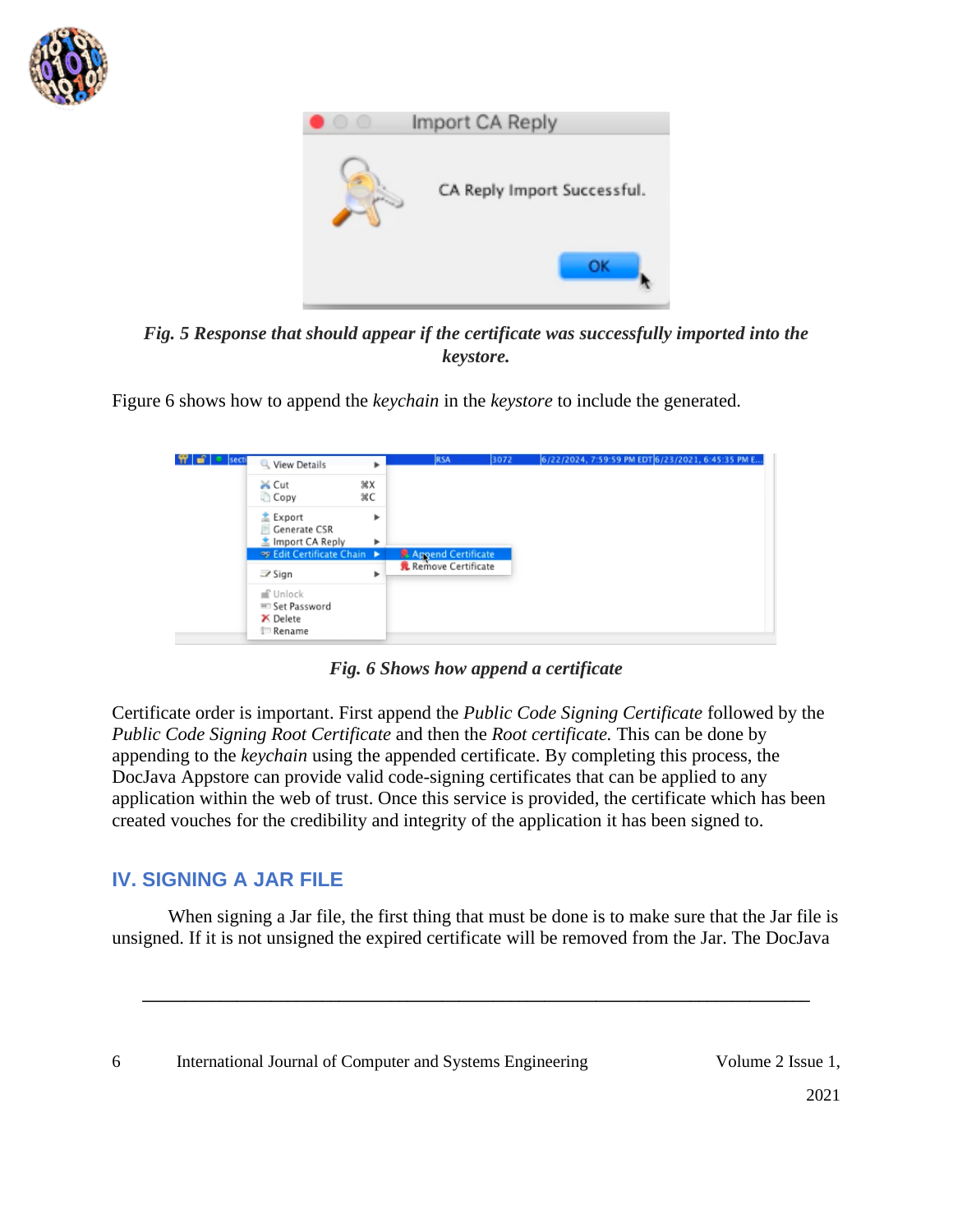*Fig. 5 Response that should appear if the certificate was successfully imported into the keystore.*

Figure 6 shows how to append the *keychain* in the *keystore* to include the generated.

*Fig. 6 Shows how append a certificate*

Certificate order is important. First append the *Public Code Signing Certificate* followed by the *Public Code Signing Root Certificate* and then the *Root certificate.* This can be done by appending to the *keychain* using the appended certificate. By completing this process, the DocJava Appstore can provide valid code-signing certificates that can be applied to any application within the web of trust. Once this service is provided, the certificate which has been created vouches for the credibility and integrity of the application it has been signed to.

## IV. SIGNING A JAR FILE

When signing a Jar file, the first thing that must be done is to make sure that the Jar file is unsigned. If it is not unsigned the expired certificate will be removed from the Jar. The DocJava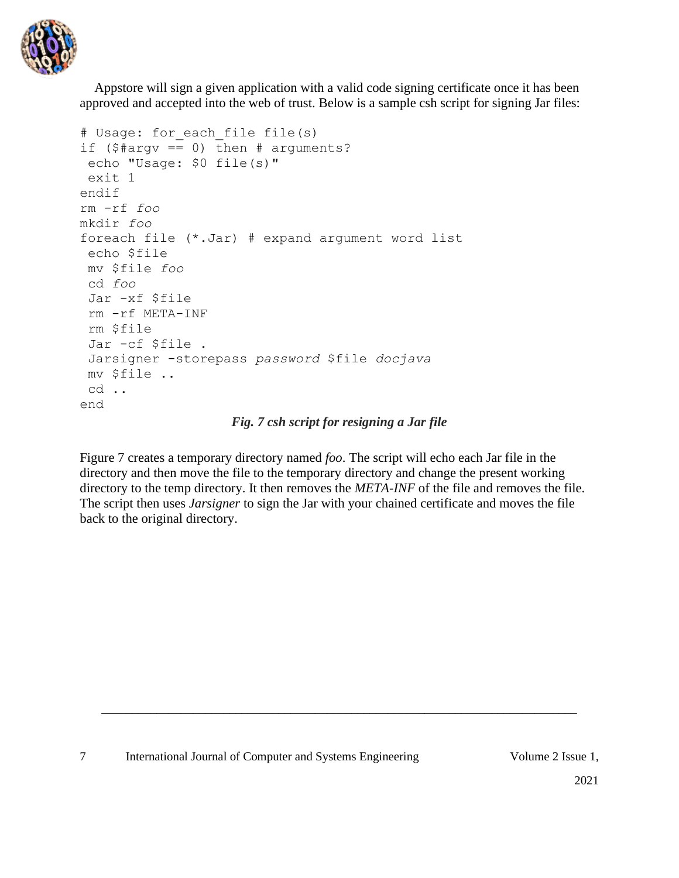Appstore will sign a given application with a valid code signing certificate once it has been approved and accepted into the web of trust. Below is a sample csh script for signing Jar files:

```
# Usage: for_each_file file(s)
if ($#argv == 0) then # arguments?
 echo "Usage: $0 file(s)"
 exit 1
endif
rm -rf foo
mkdir foo
foreach file (*.Jar) # expand argument word list
 echo $file
 mv $file foo
 cd foo
 Jar -xf $file
 rm -rf META-INF
 rm $file
 Jar -cf $file .
 Jarsigner -storepass password $file docjava
 mv $file ..
 cd ..
end
```

***Fig. 7 csh script for resigning a Jar file***

Figure 7 creates a temporary directory named *foo*. The script will echo each Jar file in the directory and then move the file to the temporary directory and change the present working directory to the temp directory. It then removes the *META-INF* of the file and removes the file. The script then uses *Jarsigner* to sign the Jar with your chained certificate and moves the file back to the original directory.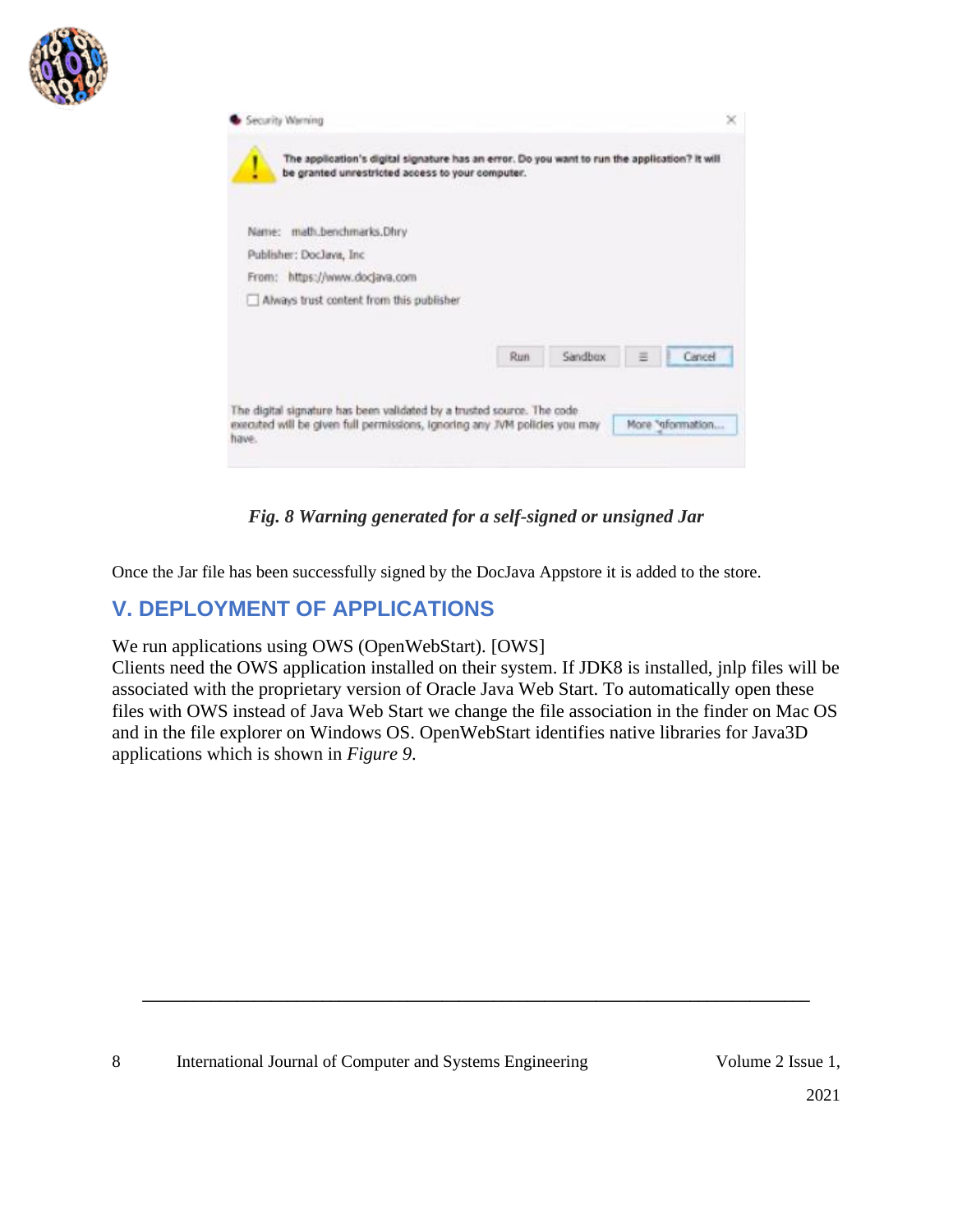*Fig. 8 Warning generated for a self-signed or unsigned Jar*

Once the Jar file has been successfully signed by the DocJava Appstore it is added to the store.

## V. DEPLOYMENT OF APPLICATIONS

We run applications using OWS (OpenWebStart). [OWS]
Clients need the OWS application installed on their system. If JDK8 is installed, jnlp files will be associated with the proprietary version of Oracle Java Web Start. To automatically open these files with OWS instead of Java Web Start we change the file association in the finder on Mac OS and in the file explorer on Windows OS. OpenWebStart identifies native libraries for Java3D applications which is shown in *Figure 9*.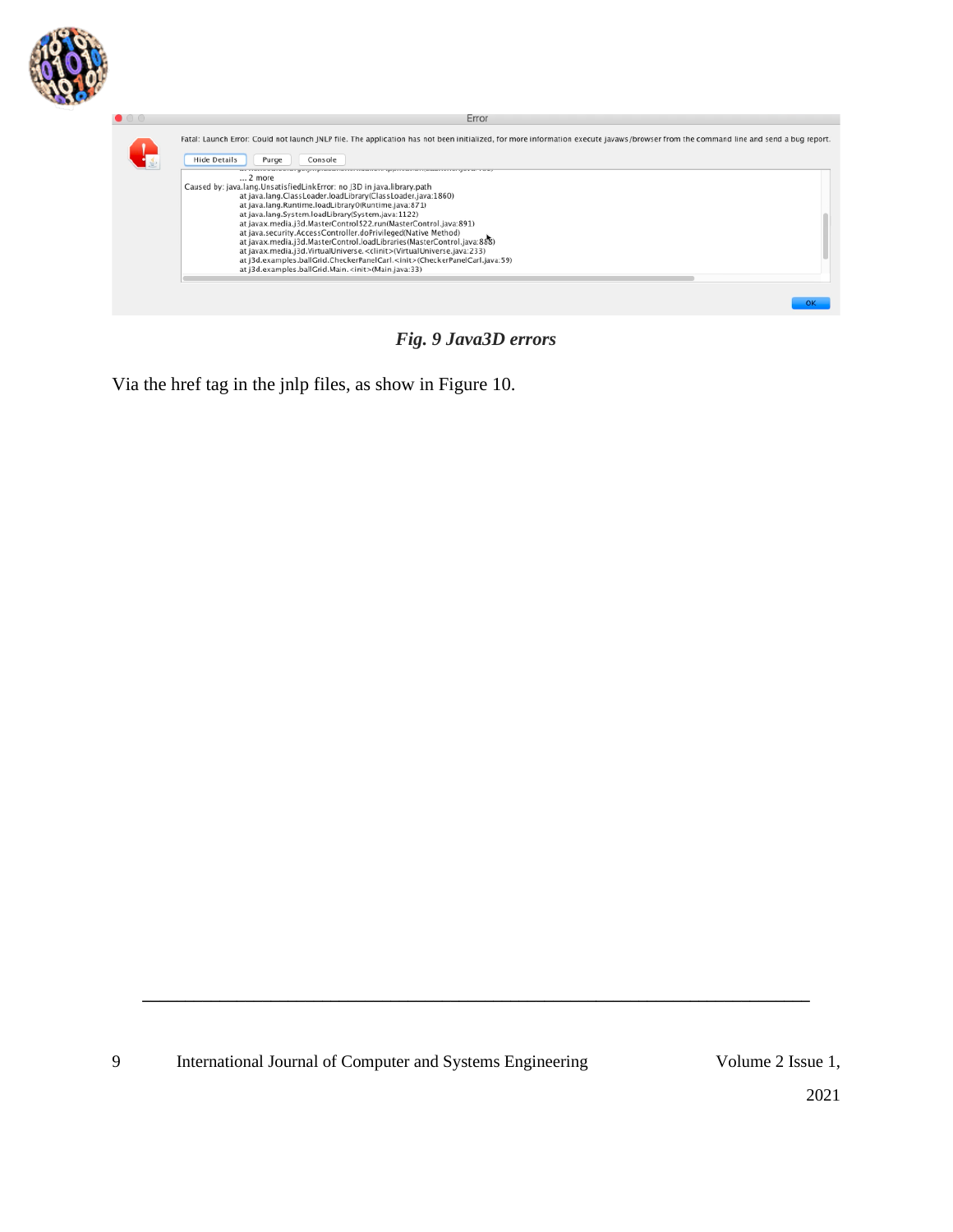*Fig. 9 Java3D errors*

Via the href tag in the jnlp files, as show in Figure 10.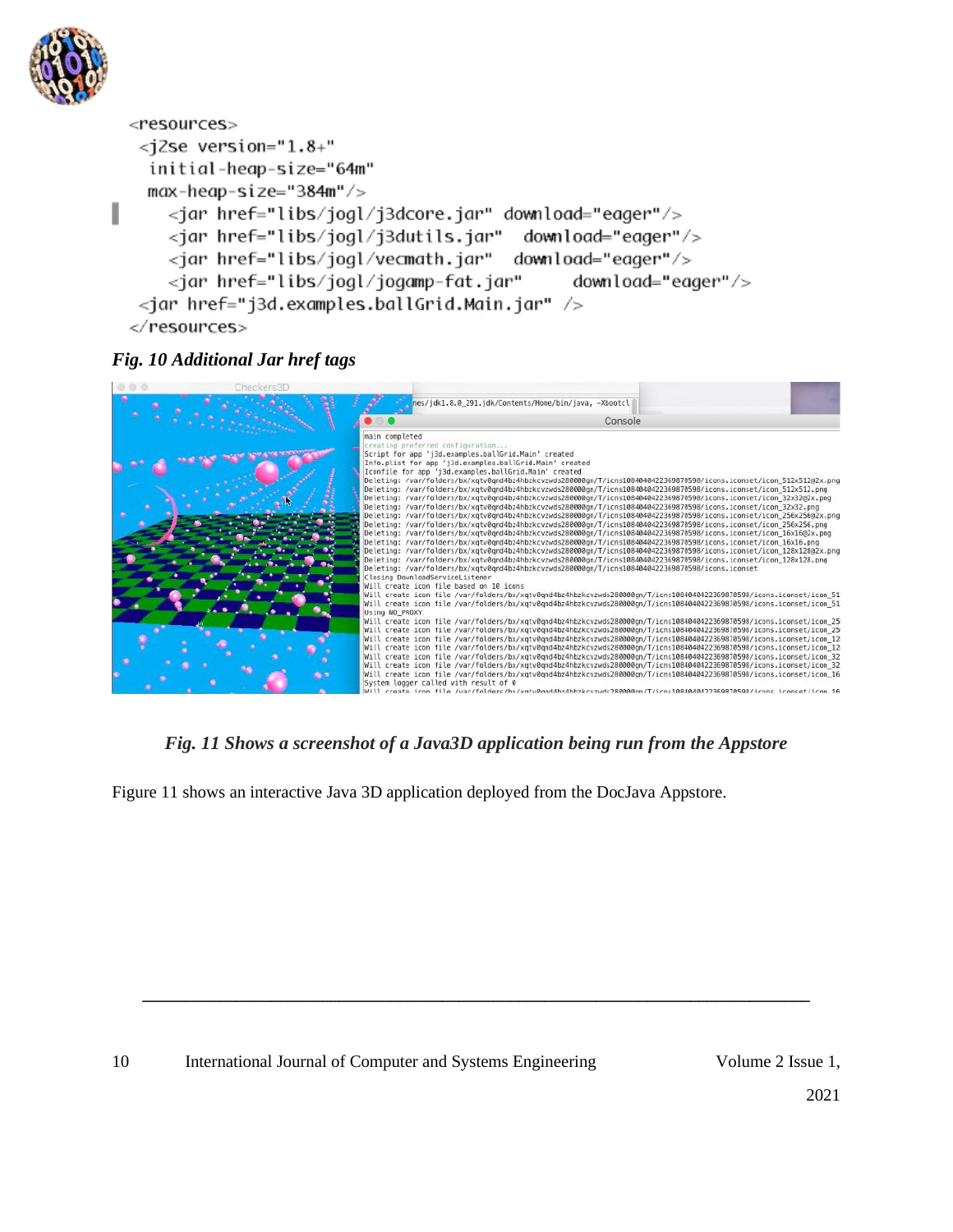```
<resources>
 <j2se version="1.8+"
  initial-heap-size="64m"
  max-heap-size="384m"/>
    <jar href="libs/jogl/j3dcore.jar" download="eager"/>
    <jar href="libs/jogl/j3dutils.jar"  download="eager"/>
    <jar href="libs/jogl/vecmath.jar"  download="eager"/>
    <jar href="libs/jogl/jogamp-fat.jar"     download="eager"/>
 <jar href="j3d.examples.ballGrid.Main.jar" />
</resources>
```

***Fig. 10 Additional Jar href tags***

***Fig. 11 Shows a screenshot of a Java3D application being run from the Appstore***

Figure 11 shows an interactive Java 3D application deployed from the DocJava Appstore.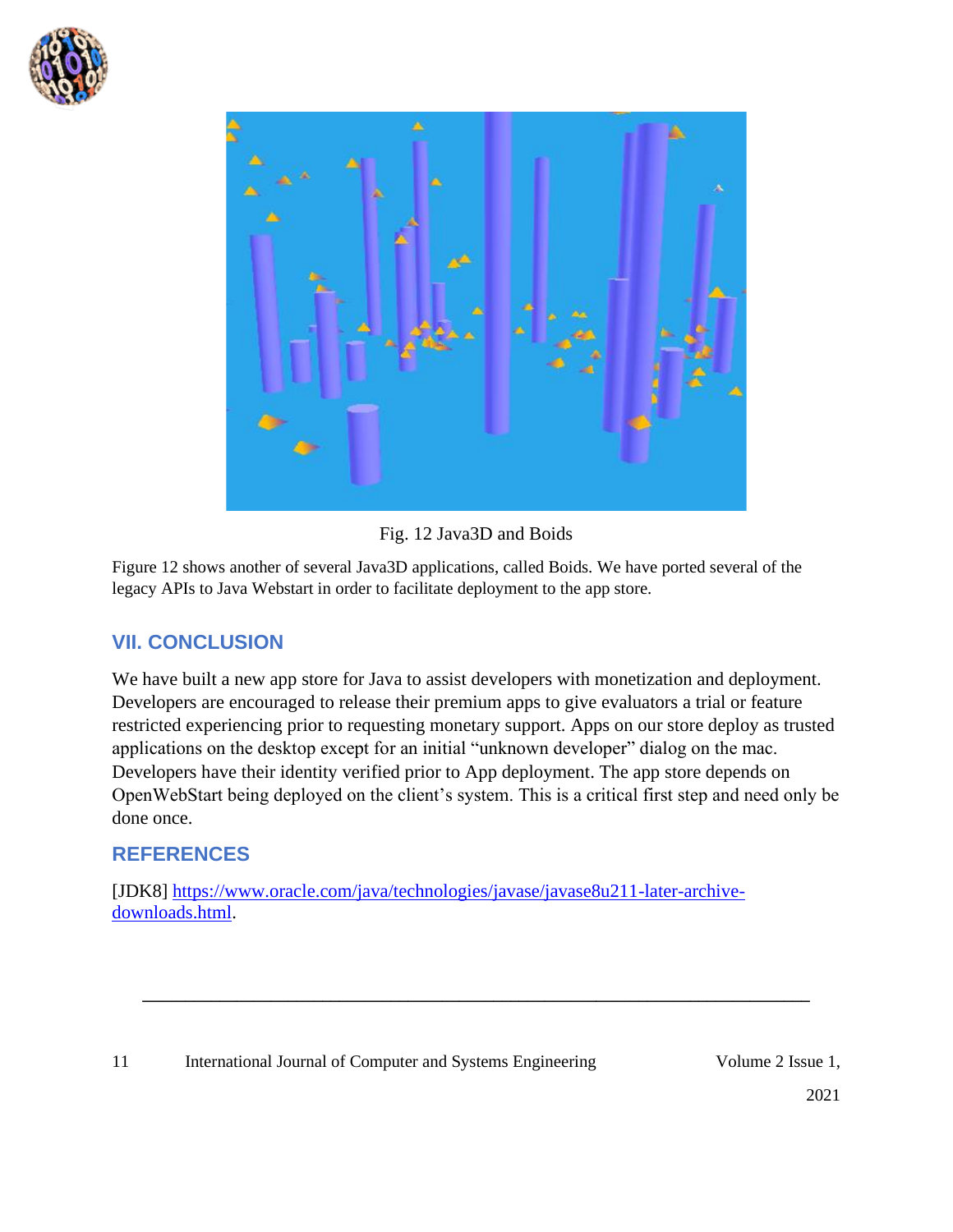Fig. 12 Java3D and Boids

Figure 12 shows another of several Java3D applications, called Boids. We have ported several of the legacy APIs to Java Webstart in order to facilitate deployment to the app store.

## VII. CONCLUSION

We have built a new app store for Java to assist developers with monetization and deployment. Developers are encouraged to release their premium apps to give evaluators a trial or feature restricted experiencing prior to requesting monetary support. Apps on our store deploy as trusted applications on the desktop except for an initial "unknown developer" dialog on the mac. Developers have their identity verified prior to App deployment. The app store depends on OpenWebStart being deployed on the client's system. This is a critical first step and need only be done once.

## REFERENCES

[JDK8] https://www.oracle.com/java/technologies/javase/javase8u211-later-archive-downloads.html.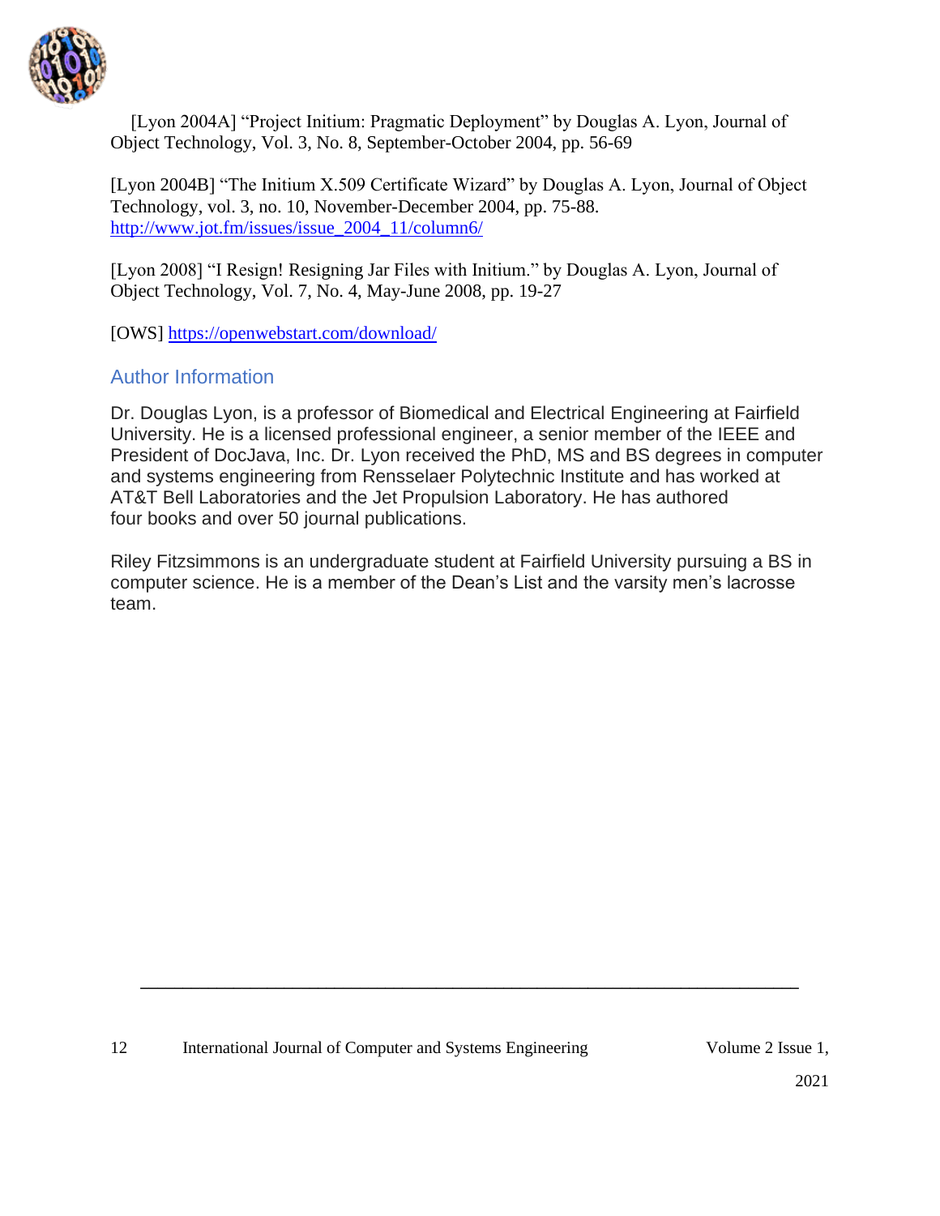[Lyon 2004A] “Project Initium: Pragmatic Deployment” by Douglas A. Lyon, Journal of Object Technology, Vol. 3, No. 8, September-October 2004, pp. 56-69

[Lyon 2004B] “The Initium X.509 Certificate Wizard” by Douglas A. Lyon, Journal of Object Technology, vol. 3, no. 10, November-December 2004, pp. 75-88. http://www.jot.fm/issues/issue_2004_11/column6/

[Lyon 2008] “I Resign! Resigning Jar Files with Initium.” by Douglas A. Lyon, Journal of Object Technology, Vol. 7, No. 4, May-June 2008, pp. 19-27

[OWS] https://openwebstart.com/download/

## Author Information

Dr. Douglas Lyon, is a professor of Biomedical and Electrical Engineering at Fairfield University. He is a licensed professional engineer, a senior member of the IEEE and President of DocJava, Inc. Dr. Lyon received the PhD, MS and BS degrees in computer and systems engineering from Rensselaer Polytechnic Institute and has worked at AT&T Bell Laboratories and the Jet Propulsion Laboratory. He has authored four books and over 50 journal publications.

Riley Fitzsimmons is an undergraduate student at Fairfield University pursuing a BS in computer science. He is a member of the Dean’s List and the varsity men’s lacrosse team.